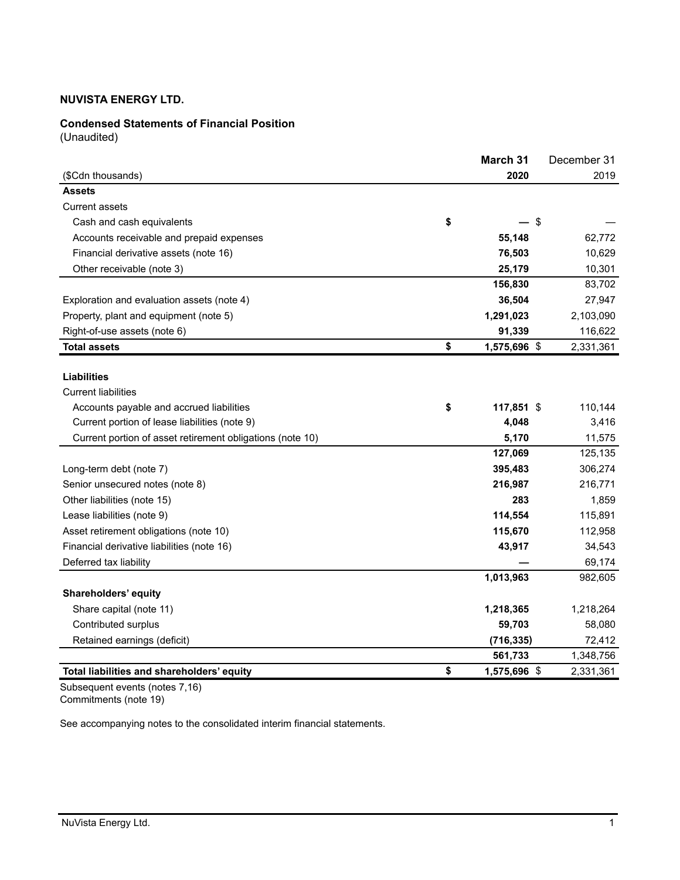**NUVISTA ENERGY LTD.**

**Condensed Statements of Financial Position**
(Unaudited)

| ($Cdn thousands) | March 31 2020 | December 31 2019 |
|---|---|---|
| **Assets** | | |
| Current assets | | |
| Cash and cash equivalents | $ — | $ — |
| Accounts receivable and prepaid expenses | 55,148 | 62,772 |
| Financial derivative assets (note 16) | 76,503 | 10,629 |
| Other receivable (note 3) | 25,179 | 10,301 |
| | 156,830 | 83,702 |
| Exploration and evaluation assets (note 4) | 36,504 | 27,947 |
| Property, plant and equipment (note 5) | 1,291,023 | 2,103,090 |
| Right-of-use assets (note 6) | 91,339 | 116,622 |
| **Total assets** | $ 1,575,696 | $ 2,331,361 |
| | | |
| **Liabilities** | | |
| Current liabilities | | |
| Accounts payable and accrued liabilities | $ 117,851 | $ 110,144 |
| Current portion of lease liabilities (note 9) | 4,048 | 3,416 |
| Current portion of asset retirement obligations (note 10) | 5,170 | 11,575 |
| | 127,069 | 125,135 |
| Long-term debt (note 7) | 395,483 | 306,274 |
| Senior unsecured notes (note 8) | 216,987 | 216,771 |
| Other liabilities (note 15) | 283 | 1,859 |
| Lease liabilities (note 9) | 114,554 | 115,891 |
| Asset retirement obligations (note 10) | 115,670 | 112,958 |
| Financial derivative liabilities (note 16) | 43,917 | 34,543 |
| Deferred tax liability | — | 69,174 |
| | 1,013,963 | 982,605 |
| **Shareholders' equity** | | |
| Share capital (note 11) | 1,218,365 | 1,218,264 |
| Contributed surplus | 59,703 | 58,080 |
| Retained earnings (deficit) | (716,335) | 72,412 |
| | 561,733 | 1,348,756 |
| **Total liabilities and shareholders' equity** | $ 1,575,696 | $ 2,331,361 |

Subsequent events (notes 7,16)
Commitments (note 19)

See accompanying notes to the consolidated interim financial statements.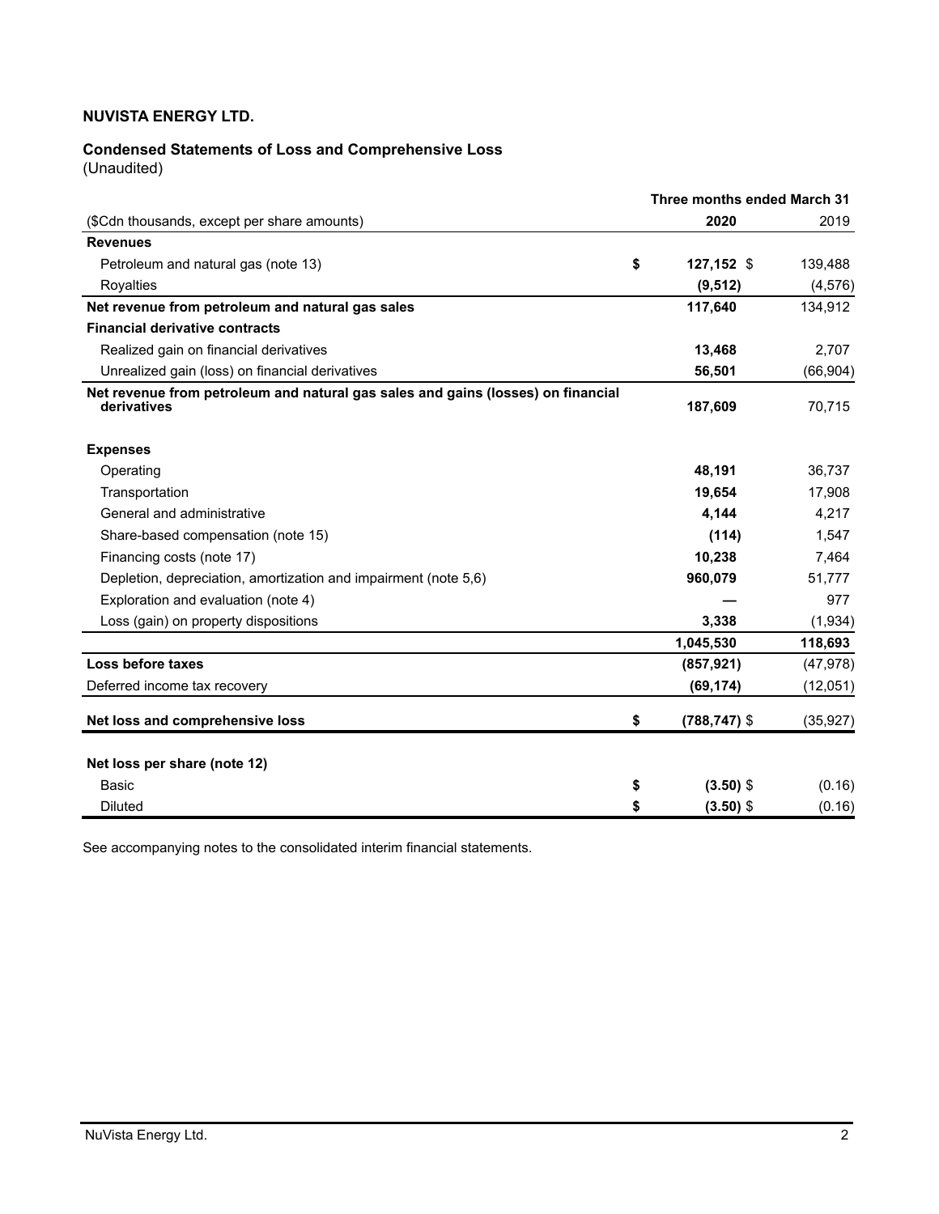**NUVISTA ENERGY LTD.**

**Condensed Statements of Loss and Comprehensive Loss**
(Unaudited)

| | Three months ended March 31 | |
|---|---|---|
| ($Cdn thousands, except per share amounts) | **2020** | 2019 |
| **Revenues** | | |
| Petroleum and natural gas (note 13) | $ **127,152** | $ 139,488 |
| Royalties | **(9,512)** | (4,576) |
| **Net revenue from petroleum and natural gas sales** | **117,640** | 134,912 |
| **Financial derivative contracts** | | |
| Realized gain on financial derivatives | **13,468** | 2,707 |
| Unrealized gain (loss) on financial derivatives | **56,501** | (66,904) |
| **Net revenue from petroleum and natural gas sales and gains (losses) on financial derivatives** | **187,609** | 70,715 |
| **Expenses** | | |
| Operating | **48,191** | 36,737 |
| Transportation | **19,654** | 17,908 |
| General and administrative | **4,144** | 4,217 |
| Share-based compensation (note 15) | **(114)** | 1,547 |
| Financing costs (note 17) | **10,238** | 7,464 |
| Depletion, depreciation, amortization and impairment (note 5,6) | **960,079** | 51,777 |
| Exploration and evaluation (note 4) | **—** | 977 |
| Loss (gain) on property dispositions | **3,338** | (1,934) |
| | **1,045,530** | **118,693** |
| **Loss before taxes** | **(857,921)** | (47,978) |
| Deferred income tax recovery | **(69,174)** | (12,051) |
| **Net loss and comprehensive loss** | $ **(788,747)** | $ (35,927) |
| **Net loss per share (note 12)** | | |
| Basic | $ **(3.50)** | $ (0.16) |
| Diluted | $ **(3.50)** | $ (0.16) |

See accompanying notes to the consolidated interim financial statements.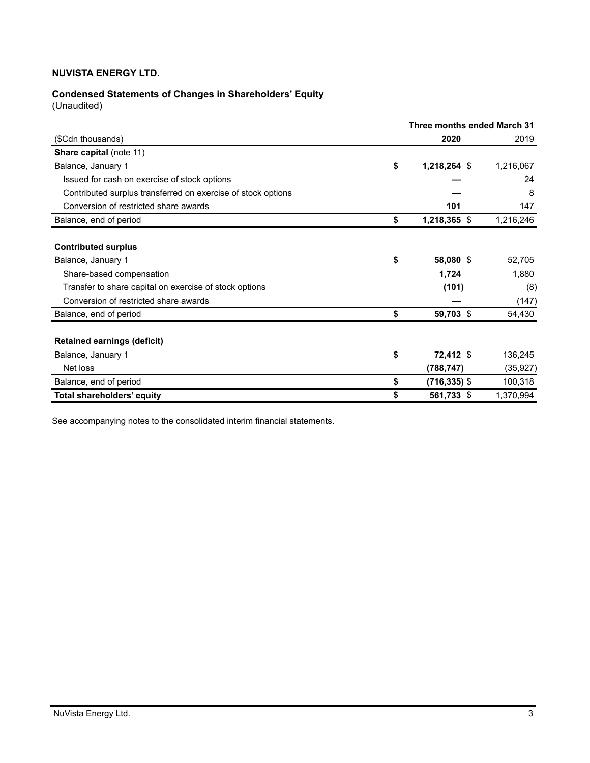**NUVISTA ENERGY LTD.**

**Condensed Statements of Changes in Shareholders' Equity**
(Unaudited)

| | Three months ended March 31 | |
|---|---|---|
| ($Cdn thousands) | **2020** | 2019 |
| **Share capital** (note 11) | | |
| Balance, January 1 | **$ 1,218,264** | $ 1,216,067 |
| Issued for cash on exercise of stock options | **—** | 24 |
| Contributed surplus transferred on exercise of stock options | **—** | 8 |
| Conversion of restricted share awards | **101** | 147 |
| Balance, end of period | **$ 1,218,365** | $ 1,216,246 |
| | | |
| **Contributed surplus** | | |
| Balance, January 1 | **$ 58,080** | $ 52,705 |
| Share-based compensation | **1,724** | 1,880 |
| Transfer to share capital on exercise of stock options | **(101)** | (8) |
| Conversion of restricted share awards | **—** | (147) |
| Balance, end of period | **$ 59,703** | $ 54,430 |
| | | |
| **Retained earnings (deficit)** | | |
| Balance, January 1 | **$ 72,412** | $ 136,245 |
| Net loss | **(788,747)** | (35,927) |
| Balance, end of period | **$ (716,335)** | $ 100,318 |
| **Total shareholders' equity** | **$ 561,733** | $ 1,370,994 |

See accompanying notes to the consolidated interim financial statements.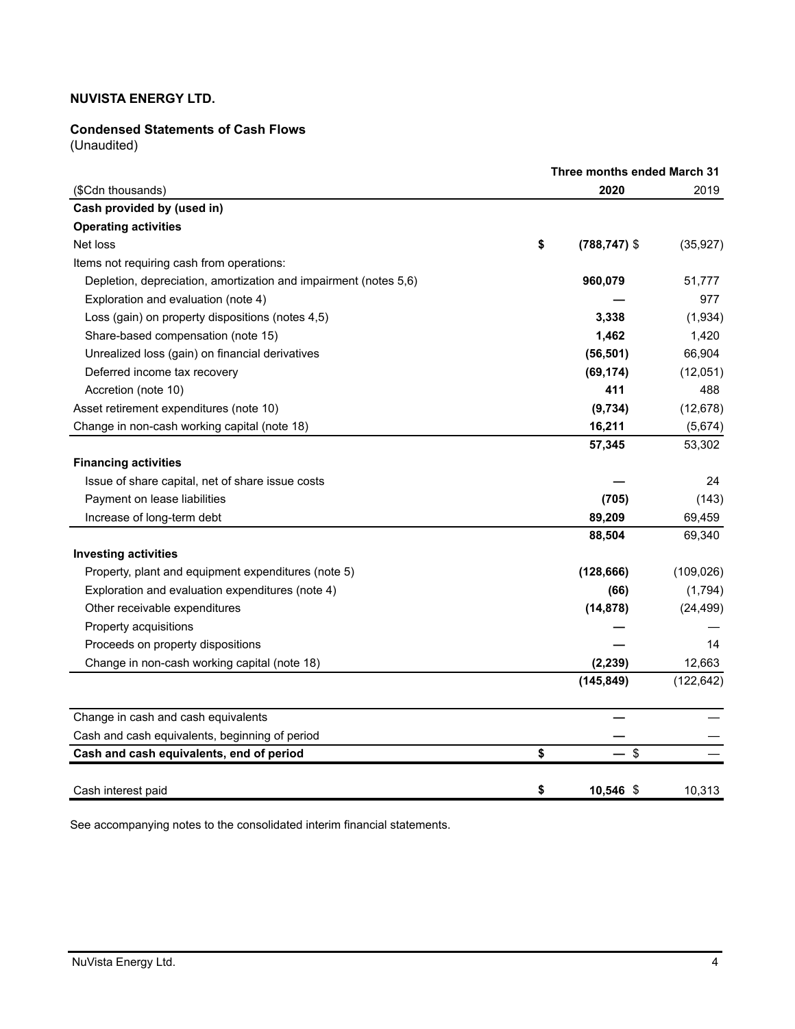**NUVISTA ENERGY LTD.**

**Condensed Statements of Cash Flows**
(Unaudited)

| ($Cdn thousands) | Three months ended March 31 2020 | 2019 |
|---|---|---|
| **Cash provided by (used in)** | | |
| **Operating activities** | | |
| Net loss | **$ (788,747)** | $ (35,927) |
| Items not requiring cash from operations: | | |
| Depletion, depreciation, amortization and impairment (notes 5,6) | **960,079** | 51,777 |
| Exploration and evaluation (note 4) | **—** | 977 |
| Loss (gain) on property dispositions (notes 4,5) | **3,338** | (1,934) |
| Share-based compensation (note 15) | **1,462** | 1,420 |
| Unrealized loss (gain) on financial derivatives | **(56,501)** | 66,904 |
| Deferred income tax recovery | **(69,174)** | (12,051) |
| Accretion (note 10) | **411** | 488 |
| Asset retirement expenditures (note 10) | **(9,734)** | (12,678) |
| Change in non-cash working capital (note 18) | **16,211** | (5,674) |
| | **57,345** | 53,302 |
| **Financing activities** | | |
| Issue of share capital, net of share issue costs | **—** | 24 |
| Payment on lease liabilities | **(705)** | (143) |
| Increase of long-term debt | **89,209** | 69,459 |
| | **88,504** | 69,340 |
| **Investing activities** | | |
| Property, plant and equipment expenditures (note 5) | **(128,666)** | (109,026) |
| Exploration and evaluation expenditures (note 4) | **(66)** | (1,794) |
| Other receivable expenditures | **(14,878)** | (24,499) |
| Property acquisitions | **—** | — |
| Proceeds on property dispositions | **—** | 14 |
| Change in non-cash working capital (note 18) | **(2,239)** | 12,663 |
| | **(145,849)** | (122,642) |
| Change in cash and cash equivalents | **—** | — |
| Cash and cash equivalents, beginning of period | **—** | — |
| **Cash and cash equivalents, end of period** | **$ —** | $ — |
| Cash interest paid | **$ 10,546** | $ 10,313 |

See accompanying notes to the consolidated interim financial statements.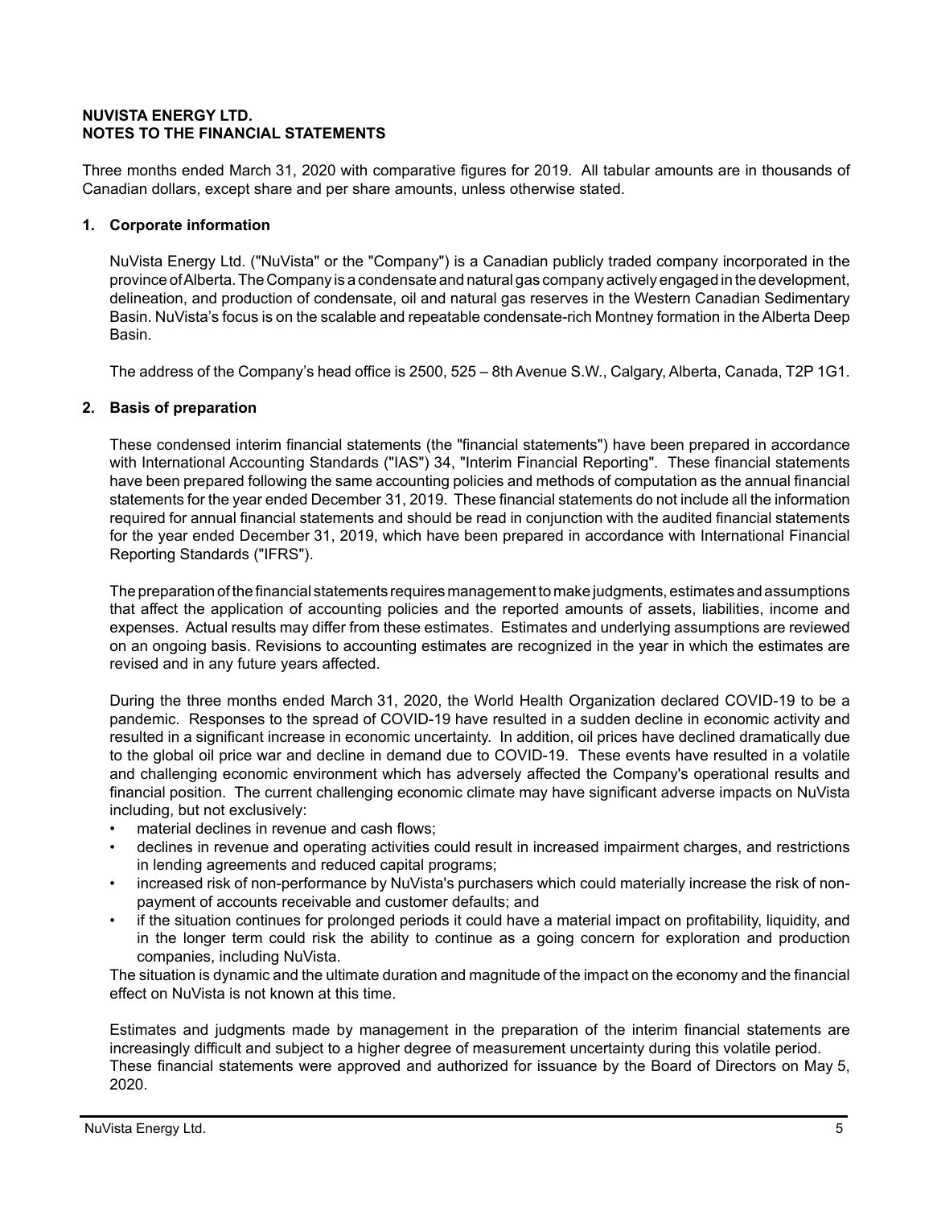**NUVISTA ENERGY LTD.**
**NOTES TO THE FINANCIAL STATEMENTS**

Three months ended March 31, 2020 with comparative figures for 2019. All tabular amounts are in thousands of Canadian dollars, except share and per share amounts, unless otherwise stated.

## 1. Corporate information

NuVista Energy Ltd. ("NuVista" or the "Company") is a Canadian publicly traded company incorporated in the province of Alberta. The Company is a condensate and natural gas company actively engaged in the development, delineation, and production of condensate, oil and natural gas reserves in the Western Canadian Sedimentary Basin. NuVista's focus is on the scalable and repeatable condensate-rich Montney formation in the Alberta Deep Basin.

The address of the Company's head office is 2500, 525 – 8th Avenue S.W., Calgary, Alberta, Canada, T2P 1G1.

## 2. Basis of preparation

These condensed interim financial statements (the "financial statements") have been prepared in accordance with International Accounting Standards ("IAS") 34, "Interim Financial Reporting". These financial statements have been prepared following the same accounting policies and methods of computation as the annual financial statements for the year ended December 31, 2019. These financial statements do not include all the information required for annual financial statements and should be read in conjunction with the audited financial statements for the year ended December 31, 2019, which have been prepared in accordance with International Financial Reporting Standards ("IFRS").

The preparation of the financial statements requires management to make judgments, estimates and assumptions that affect the application of accounting policies and the reported amounts of assets, liabilities, income and expenses. Actual results may differ from these estimates. Estimates and underlying assumptions are reviewed on an ongoing basis. Revisions to accounting estimates are recognized in the year in which the estimates are revised and in any future years affected.

During the three months ended March 31, 2020, the World Health Organization declared COVID-19 to be a pandemic. Responses to the spread of COVID-19 have resulted in a sudden decline in economic activity and resulted in a significant increase in economic uncertainty. In addition, oil prices have declined dramatically due to the global oil price war and decline in demand due to COVID-19. These events have resulted in a volatile and challenging economic environment which has adversely affected the Company's operational results and financial position. The current challenging economic climate may have significant adverse impacts on NuVista including, but not exclusively:

- material declines in revenue and cash flows;
- declines in revenue and operating activities could result in increased impairment charges, and restrictions in lending agreements and reduced capital programs;
- increased risk of non-performance by NuVista's purchasers which could materially increase the risk of non-payment of accounts receivable and customer defaults; and
- if the situation continues for prolonged periods it could have a material impact on profitability, liquidity, and in the longer term could risk the ability to continue as a going concern for exploration and production companies, including NuVista.

The situation is dynamic and the ultimate duration and magnitude of the impact on the economy and the financial effect on NuVista is not known at this time.

Estimates and judgments made by management in the preparation of the interim financial statements are increasingly difficult and subject to a higher degree of measurement uncertainty during this volatile period.
These financial statements were approved and authorized for issuance by the Board of Directors on May 5, 2020.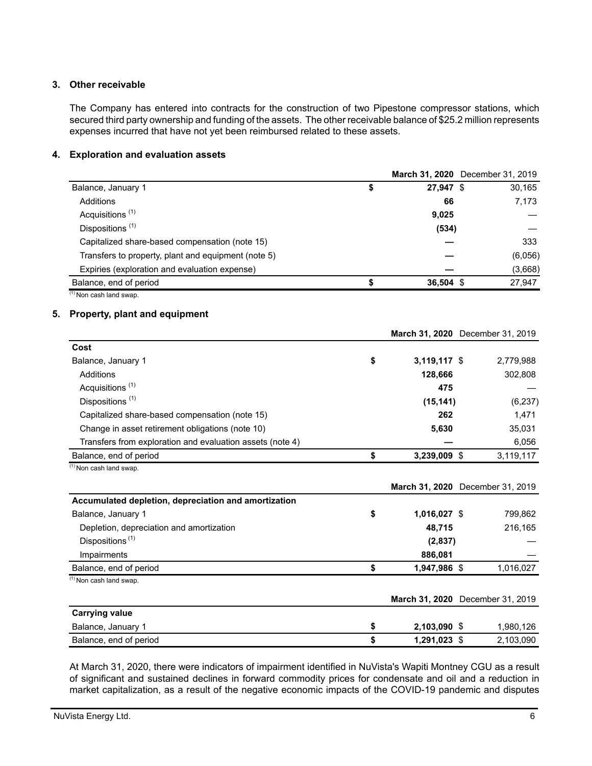## 3. Other receivable

The Company has entered into contracts for the construction of two Pipestone compressor stations, which secured third party ownership and funding of the assets. The other receivable balance of $25.2 million represents expenses incurred that have not yet been reimbursed related to these assets.

## 4. Exploration and evaluation assets

| | March 31, 2020 | December 31, 2019 |
|---|---|---|
| Balance, January 1 | $ 27,947 | $ 30,165 |
| Additions | 66 | 7,173 |
| Acquisitions [(1)] | 9,025 | — |
| Dispositions [(1)] | (534) | — |
| Capitalized share-based compensation (note 15) | — | 333 |
| Transfers to property, plant and equipment (note 5) | — | (6,056) |
| Expiries (exploration and evaluation expense) | — | (3,668) |
| Balance, end of period | $ 36,504 | $ 27,947 |

(1) Non cash land swap.

## 5. Property, plant and equipment

| | March 31, 2020 | December 31, 2019 |
|---|---|---|
| **Cost** | | |
| Balance, January 1 | $ 3,119,117 | $ 2,779,988 |
| Additions | 128,666 | 302,808 |
| Acquisitions [(1)] | 475 | — |
| Dispositions [(1)] | (15,141) | (6,237) |
| Capitalized share-based compensation (note 15) | 262 | 1,471 |
| Change in asset retirement obligations (note 10) | 5,630 | 35,031 |
| Transfers from exploration and evaluation assets (note 4) | — | 6,056 |
| Balance, end of period | $ 3,239,009 | $ 3,119,117 |

(1) Non cash land swap.

| | March 31, 2020 | December 31, 2019 |
|---|---|---|
| **Accumulated depletion, depreciation and amortization** | | |
| Balance, January 1 | $ 1,016,027 | $ 799,862 |
| Depletion, depreciation and amortization | 48,715 | 216,165 |
| Dispositions [(1)] | (2,837) | — |
| Impairments | 886,081 | — |
| Balance, end of period | $ 1,947,986 | $ 1,016,027 |

(1) Non cash land swap.

| | March 31, 2020 | December 31, 2019 |
|---|---|---|
| **Carrying value** | | |
| Balance, January 1 | $ 2,103,090 | $ 1,980,126 |
| Balance, end of period | $ 1,291,023 | $ 2,103,090 |

At March 31, 2020, there were indicators of impairment identified in NuVista's Wapiti Montney CGU as a result of significant and sustained declines in forward commodity prices for condensate and oil and a reduction in market capitalization, as a result of the negative economic impacts of the COVID-19 pandemic and disputes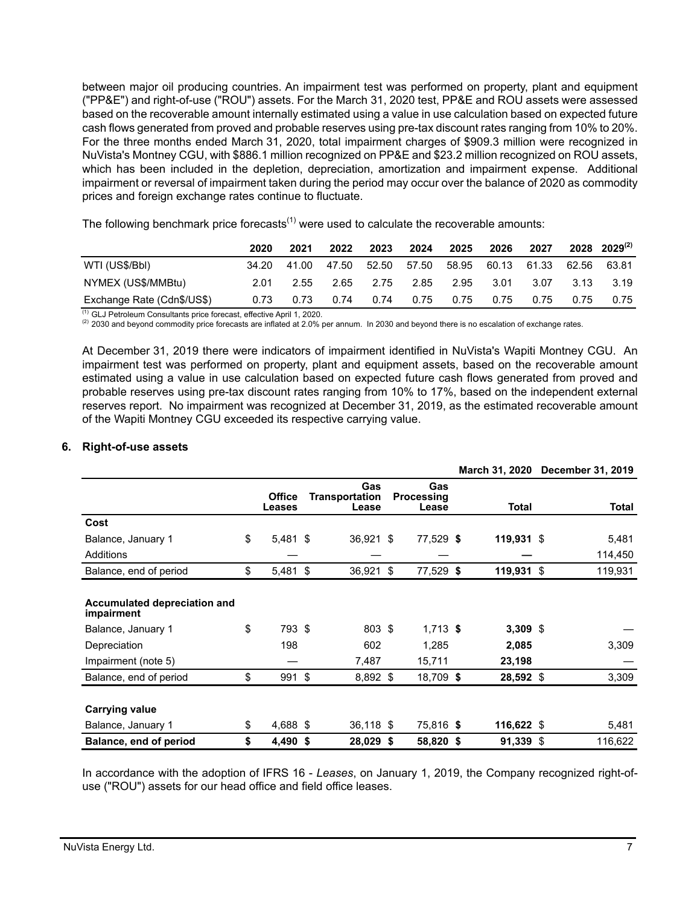between major oil producing countries. An impairment test was performed on property, plant and equipment ("PP&E") and right-of-use ("ROU") assets. For the March 31, 2020 test, PP&E and ROU assets were assessed based on the recoverable amount internally estimated using a value in use calculation based on expected future cash flows generated from proved and probable reserves using pre-tax discount rates ranging from 10% to 20%. For the three months ended March 31, 2020, total impairment charges of $909.3 million were recognized in NuVista's Montney CGU, with $886.1 million recognized on PP&E and $23.2 million recognized on ROU assets, which has been included in the depletion, depreciation, amortization and impairment expense. Additional impairment or reversal of impairment taken during the period may occur over the balance of 2020 as commodity prices and foreign exchange rates continue to fluctuate.

The following benchmark price forecasts[1] were used to calculate the recoverable amounts:

| | 2020 | 2021 | 2022 | 2023 | 2024 | 2025 | 2026 | 2027 | 2028 | 2029[2] |
|---|---|---|---|---|---|---|---|---|---|---|
| WTI (US$/Bbl) | 34.20 | 41.00 | 47.50 | 52.50 | 57.50 | 58.95 | 60.13 | 61.33 | 62.56 | 63.81 |
| NYMEX (US$/MMBtu) | 2.01 | 2.55 | 2.65 | 2.75 | 2.85 | 2.95 | 3.01 | 3.07 | 3.13 | 3.19 |
| Exchange Rate (Cdn$/US$) | 0.73 | 0.73 | 0.74 | 0.74 | 0.75 | 0.75 | 0.75 | 0.75 | 0.75 | 0.75 |

[1] GLJ Petroleum Consultants price forecast, effective April 1, 2020.
[2] 2030 and beyond commodity price forecasts are inflated at 2.0% per annum. In 2030 and beyond there is no escalation of exchange rates.

At December 31, 2019 there were indicators of impairment identified in NuVista's Wapiti Montney CGU. An impairment test was performed on property, plant and equipment assets, based on the recoverable amount estimated using a value in use calculation based on expected future cash flows generated from proved and probable reserves using pre-tax discount rates ranging from 10% to 17%, based on the independent external reserves report. No impairment was recognized at December 31, 2019, as the estimated recoverable amount of the Wapiti Montney CGU exceeded its respective carrying value.

## 6. Right-of-use assets

| | | | | March 31, 2020 | December 31, 2019 |
|---|---|---|---|---|---|
| | Office Leases | Gas Transportation Lease | Gas Processing Lease | Total | Total |
| **Cost** | | | | | |
| Balance, January 1 | $ 5,481 | $ 36,921 | $ 77,529 | **$ 119,931** | $ 5,481 |
| Additions | — | — | — | **—** | 114,450 |
| Balance, end of period | $ 5,481 | $ 36,921 | $ 77,529 | **$ 119,931** | $ 119,931 |
| **Accumulated depreciation and impairment** | | | | | |
| Balance, January 1 | $ 793 | $ 803 | $ 1,713 | **$ 3,309** | $ — |
| Depreciation | 198 | 602 | 1,285 | **2,085** | 3,309 |
| Impairment (note 5) | — | 7,487 | 15,711 | **23,198** | — |
| Balance, end of period | $ 991 | $ 8,892 | $ 18,709 | **$ 28,592** | $ 3,309 |
| **Carrying value** | | | | | |
| Balance, January 1 | $ 4,688 | $ 36,118 | $ 75,816 | **$ 116,622** | $ 5,481 |
| **Balance, end of period** | **$ 4,490** | **$ 28,029** | **$ 58,820** | **$ 91,339** | $ 116,622 |

In accordance with the adoption of IFRS 16 - *Leases*, on January 1, 2019, the Company recognized right-of-use ("ROU") assets for our head office and field office leases.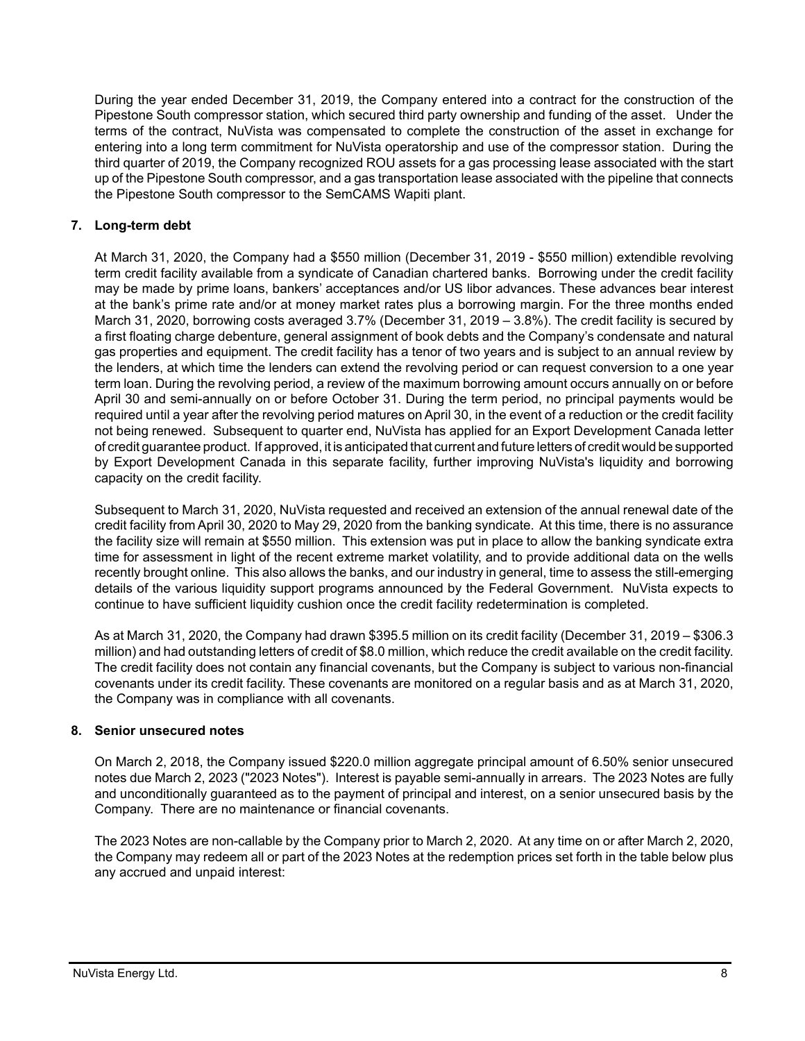During the year ended December 31, 2019, the Company entered into a contract for the construction of the Pipestone South compressor station, which secured third party ownership and funding of the asset. Under the terms of the contract, NuVista was compensated to complete the construction of the asset in exchange for entering into a long term commitment for NuVista operatorship and use of the compressor station. During the third quarter of 2019, the Company recognized ROU assets for a gas processing lease associated with the start up of the Pipestone South compressor, and a gas transportation lease associated with the pipeline that connects the Pipestone South compressor to the SemCAMS Wapiti plant.

## 7. Long-term debt

At March 31, 2020, the Company had a \$550 million (December 31, 2019 - \$550 million) extendible revolving term credit facility available from a syndicate of Canadian chartered banks. Borrowing under the credit facility may be made by prime loans, bankers' acceptances and/or US libor advances. These advances bear interest at the bank's prime rate and/or at money market rates plus a borrowing margin. For the three months ended March 31, 2020, borrowing costs averaged 3.7% (December 31, 2019 – 3.8%). The credit facility is secured by a first floating charge debenture, general assignment of book debts and the Company's condensate and natural gas properties and equipment. The credit facility has a tenor of two years and is subject to an annual review by the lenders, at which time the lenders can extend the revolving period or can request conversion to a one year term loan. During the revolving period, a review of the maximum borrowing amount occurs annually on or before April 30 and semi-annually on or before October 31. During the term period, no principal payments would be required until a year after the revolving period matures on April 30, in the event of a reduction or the credit facility not being renewed. Subsequent to quarter end, NuVista has applied for an Export Development Canada letter of credit guarantee product. If approved, it is anticipated that current and future letters of credit would be supported by Export Development Canada in this separate facility, further improving NuVista's liquidity and borrowing capacity on the credit facility.

Subsequent to March 31, 2020, NuVista requested and received an extension of the annual renewal date of the credit facility from April 30, 2020 to May 29, 2020 from the banking syndicate. At this time, there is no assurance the facility size will remain at \$550 million. This extension was put in place to allow the banking syndicate extra time for assessment in light of the recent extreme market volatility, and to provide additional data on the wells recently brought online. This also allows the banks, and our industry in general, time to assess the still-emerging details of the various liquidity support programs announced by the Federal Government. NuVista expects to continue to have sufficient liquidity cushion once the credit facility redetermination is completed.

As at March 31, 2020, the Company had drawn \$395.5 million on its credit facility (December 31, 2019 – \$306.3 million) and had outstanding letters of credit of \$8.0 million, which reduce the credit available on the credit facility. The credit facility does not contain any financial covenants, but the Company is subject to various non-financial covenants under its credit facility. These covenants are monitored on a regular basis and as at March 31, 2020, the Company was in compliance with all covenants.

## 8. Senior unsecured notes

On March 2, 2018, the Company issued \$220.0 million aggregate principal amount of 6.50% senior unsecured notes due March 2, 2023 ("2023 Notes"). Interest is payable semi-annually in arrears. The 2023 Notes are fully and unconditionally guaranteed as to the payment of principal and interest, on a senior unsecured basis by the Company. There are no maintenance or financial covenants.

The 2023 Notes are non-callable by the Company prior to March 2, 2020. At any time on or after March 2, 2020, the Company may redeem all or part of the 2023 Notes at the redemption prices set forth in the table below plus any accrued and unpaid interest: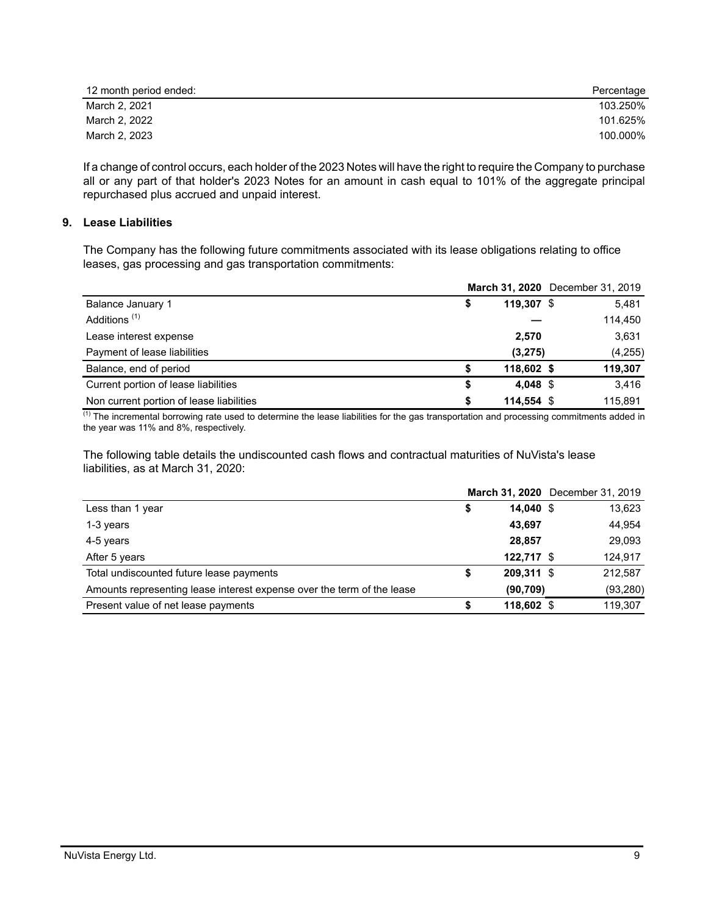| 12 month period ended: | Percentage |
| --- | --- |
| March 2, 2021 | 103.250% |
| March 2, 2022 | 101.625% |
| March 2, 2023 | 100.000% |

If a change of control occurs, each holder of the 2023 Notes will have the right to require the Company to purchase all or any part of that holder's 2023 Notes for an amount in cash equal to 101% of the aggregate principal repurchased plus accrued and unpaid interest.

## 9. Lease Liabilities

The Company has the following future commitments associated with its lease obligations relating to office leases, gas processing and gas transportation commitments:

| | **March 31, 2020** | December 31, 2019 |
| --- | --- | --- |
| Balance January 1 | **$ 119,307** | $ 5,481 |
| Additions [1] | **—** | 114,450 |
| Lease interest expense | **2,570** | 3,631 |
| Payment of lease liabilities | **(3,275)** | (4,255) |
| Balance, end of period | **$ 118,602** | **$ 119,307** |
| Current portion of lease liabilities | **$ 4,048** | $ 3,416 |
| Non current portion of lease liabilities | **$ 114,554** | $ 115,891 |

[1] The incremental borrowing rate used to determine the lease liabilities for the gas transportation and processing commitments added in the year was 11% and 8%, respectively.

The following table details the undiscounted cash flows and contractual maturities of NuVista's lease liabilities, as at March 31, 2020:

| | **March 31, 2020** | December 31, 2019 |
| --- | --- | --- |
| Less than 1 year | **$ 14,040** | $ 13,623 |
| 1-3 years | **43,697** | 44,954 |
| 4-5 years | **28,857** | 29,093 |
| After 5 years | **122,717** | $ 124,917 |
| Total undiscounted future lease payments | **$ 209,311** | $ 212,587 |
| Amounts representing lease interest expense over the term of the lease | **(90,709)** | (93,280) |
| Present value of net lease payments | **$ 118,602** | $ 119,307 |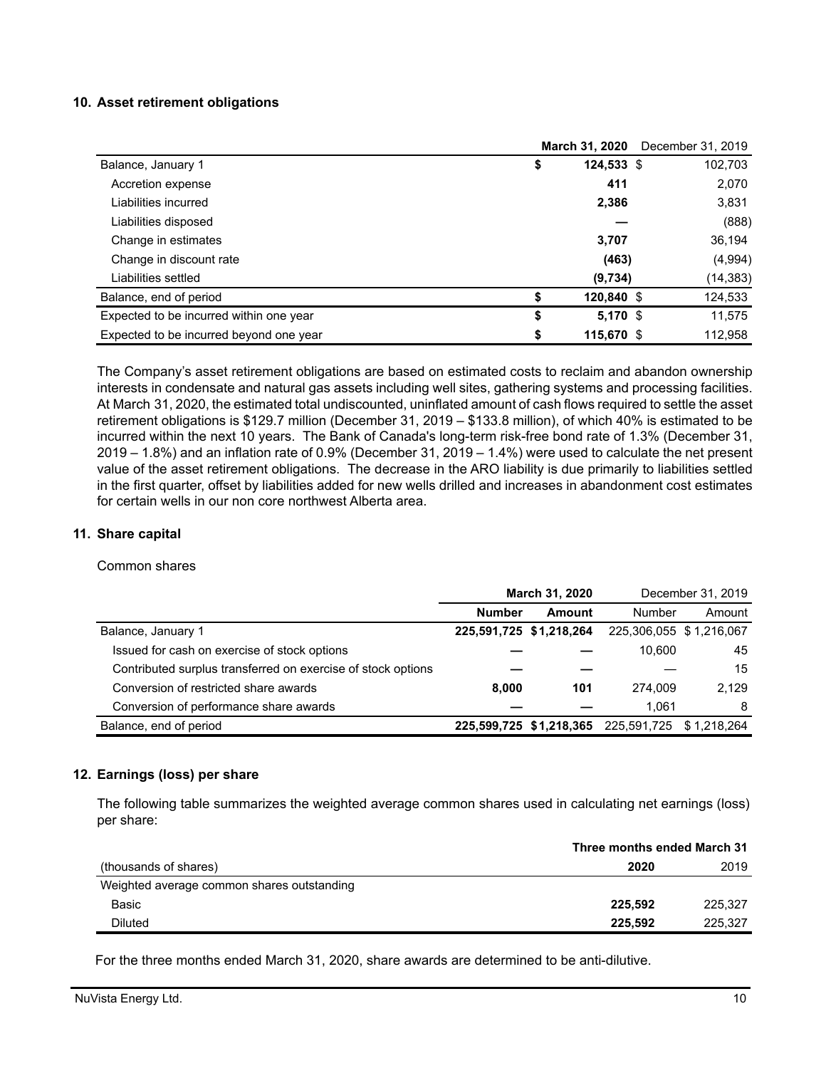## 10. Asset retirement obligations

| | March 31, 2020 | December 31, 2019 |
|---|---|---|
| Balance, January 1 | $ 124,533 | $ 102,703 |
| Accretion expense | 411 | 2,070 |
| Liabilities incurred | 2,386 | 3,831 |
| Liabilities disposed | — | (888) |
| Change in estimates | 3,707 | 36,194 |
| Change in discount rate | (463) | (4,994) |
| Liabilities settled | (9,734) | (14,383) |
| Balance, end of period | $ 120,840 | $ 124,533 |
| Expected to be incurred within one year | $ 5,170 | $ 11,575 |
| Expected to be incurred beyond one year | $ 115,670 | $ 112,958 |

The Company's asset retirement obligations are based on estimated costs to reclaim and abandon ownership interests in condensate and natural gas assets including well sites, gathering systems and processing facilities. At March 31, 2020, the estimated total undiscounted, uninflated amount of cash flows required to settle the asset retirement obligations is $129.7 million (December 31, 2019 – $133.8 million), of which 40% is estimated to be incurred within the next 10 years. The Bank of Canada's long-term risk-free bond rate of 1.3% (December 31, 2019 – 1.8%) and an inflation rate of 0.9% (December 31, 2019 – 1.4%) were used to calculate the net present value of the asset retirement obligations. The decrease in the ARO liability is due primarily to liabilities settled in the first quarter, offset by liabilities added for new wells drilled and increases in abandonment cost estimates for certain wells in our non core northwest Alberta area.

## 11. Share capital

Common shares

| | March 31, 2020 | | December 31, 2019 | |
|---|---|---|---|---|
| | Number | Amount | Number | Amount |
| Balance, January 1 | 225,591,725 | $1,218,264 | 225,306,055 | $ 1,216,067 |
| Issued for cash on exercise of stock options | — | — | 10,600 | 45 |
| Contributed surplus transferred on exercise of stock options | — | — | — | 15 |
| Conversion of restricted share awards | 8,000 | 101 | 274,009 | 2,129 |
| Conversion of performance share awards | — | — | 1,061 | 8 |
| Balance, end of period | 225,599,725 | $1,218,365 | 225,591,725 | $ 1,218,264 |

## 12. Earnings (loss) per share

The following table summarizes the weighted average common shares used in calculating net earnings (loss) per share:

| | Three months ended March 31 | |
|---|---|---|
| (thousands of shares) | 2020 | 2019 |
| Weighted average common shares outstanding | | |
| Basic | 225,592 | 225,327 |
| Diluted | 225,592 | 225,327 |

For the three months ended March 31, 2020, share awards are determined to be anti-dilutive.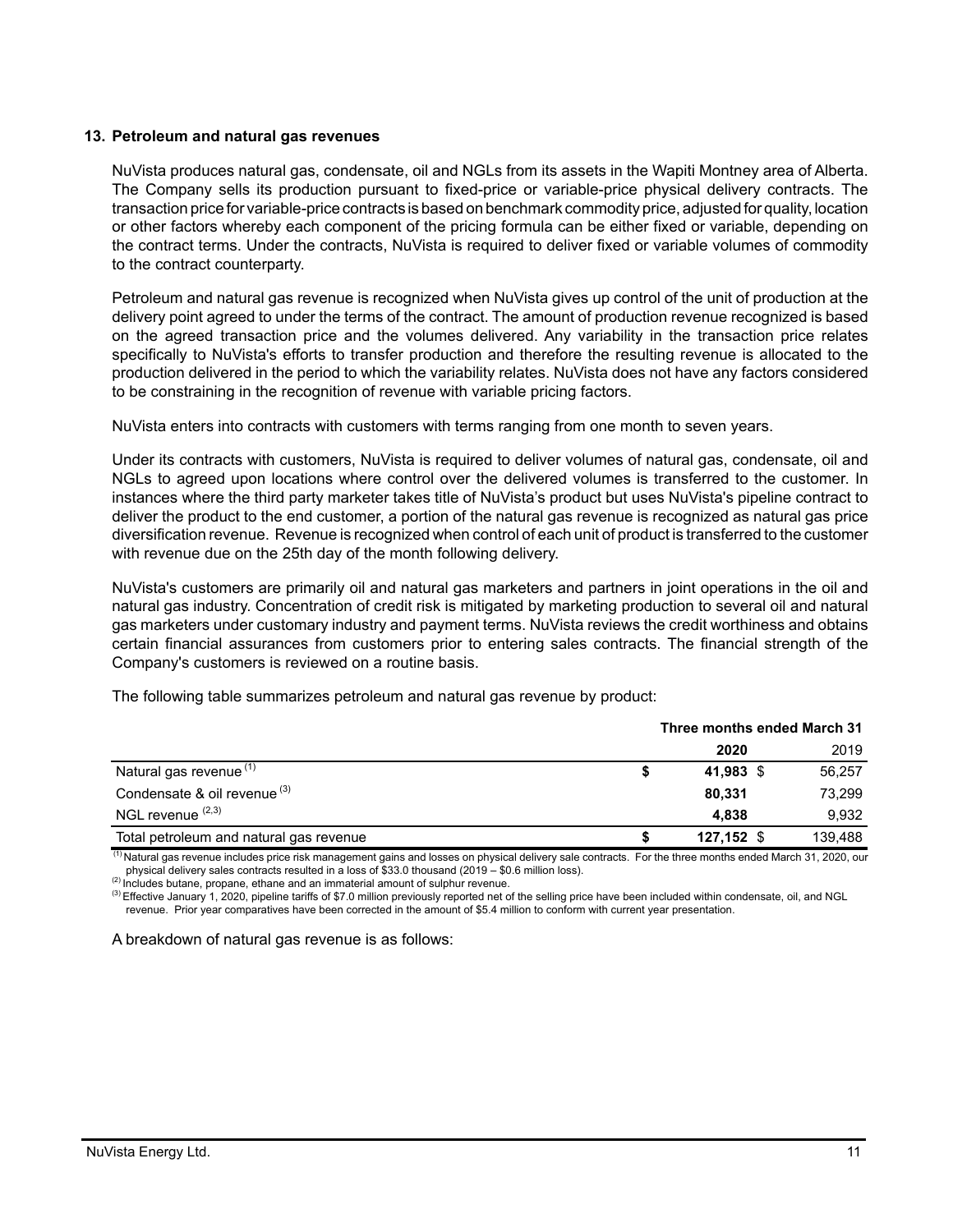## 13. Petroleum and natural gas revenues

NuVista produces natural gas, condensate, oil and NGLs from its assets in the Wapiti Montney area of Alberta. The Company sells its production pursuant to fixed-price or variable-price physical delivery contracts. The transaction price for variable-price contracts is based on benchmark commodity price, adjusted for quality, location or other factors whereby each component of the pricing formula can be either fixed or variable, depending on the contract terms. Under the contracts, NuVista is required to deliver fixed or variable volumes of commodity to the contract counterparty.

Petroleum and natural gas revenue is recognized when NuVista gives up control of the unit of production at the delivery point agreed to under the terms of the contract. The amount of production revenue recognized is based on the agreed transaction price and the volumes delivered. Any variability in the transaction price relates specifically to NuVista's efforts to transfer production and therefore the resulting revenue is allocated to the production delivered in the period to which the variability relates. NuVista does not have any factors considered to be constraining in the recognition of revenue with variable pricing factors.

NuVista enters into contracts with customers with terms ranging from one month to seven years.

Under its contracts with customers, NuVista is required to deliver volumes of natural gas, condensate, oil and NGLs to agreed upon locations where control over the delivered volumes is transferred to the customer. In instances where the third party marketer takes title of NuVista's product but uses NuVista's pipeline contract to deliver the product to the end customer, a portion of the natural gas revenue is recognized as natural gas price diversification revenue. Revenue is recognized when control of each unit of product is transferred to the customer with revenue due on the 25th day of the month following delivery.

NuVista's customers are primarily oil and natural gas marketers and partners in joint operations in the oil and natural gas industry. Concentration of credit risk is mitigated by marketing production to several oil and natural gas marketers under customary industry and payment terms. NuVista reviews the credit worthiness and obtains certain financial assurances from customers prior to entering sales contracts. The financial strength of the Company's customers is reviewed on a routine basis.

The following table summarizes petroleum and natural gas revenue by product:

| | Three months ended March 31 | |
|---|---|---|
| | **2020** | 2019 |
| Natural gas revenue [1] | $ **41,983** | $ 56,257 |
| Condensate & oil revenue [3] | **80,331** | 73,299 |
| NGL revenue [2,3] | **4,838** | 9,932 |
| Total petroleum and natural gas revenue | $ **127,152** | $ 139,488 |

[1] Natural gas revenue includes price risk management gains and losses on physical delivery sale contracts. For the three months ended March 31, 2020, our physical delivery sales contracts resulted in a loss of $33.0 thousand (2019 – $0.6 million loss).

[2] Includes butane, propane, ethane and an immaterial amount of sulphur revenue.

[3] Effective January 1, 2020, pipeline tariffs of $7.0 million previously reported net of the selling price have been included within condensate, oil, and NGL revenue. Prior year comparatives have been corrected in the amount of $5.4 million to conform with current year presentation.

A breakdown of natural gas revenue is as follows: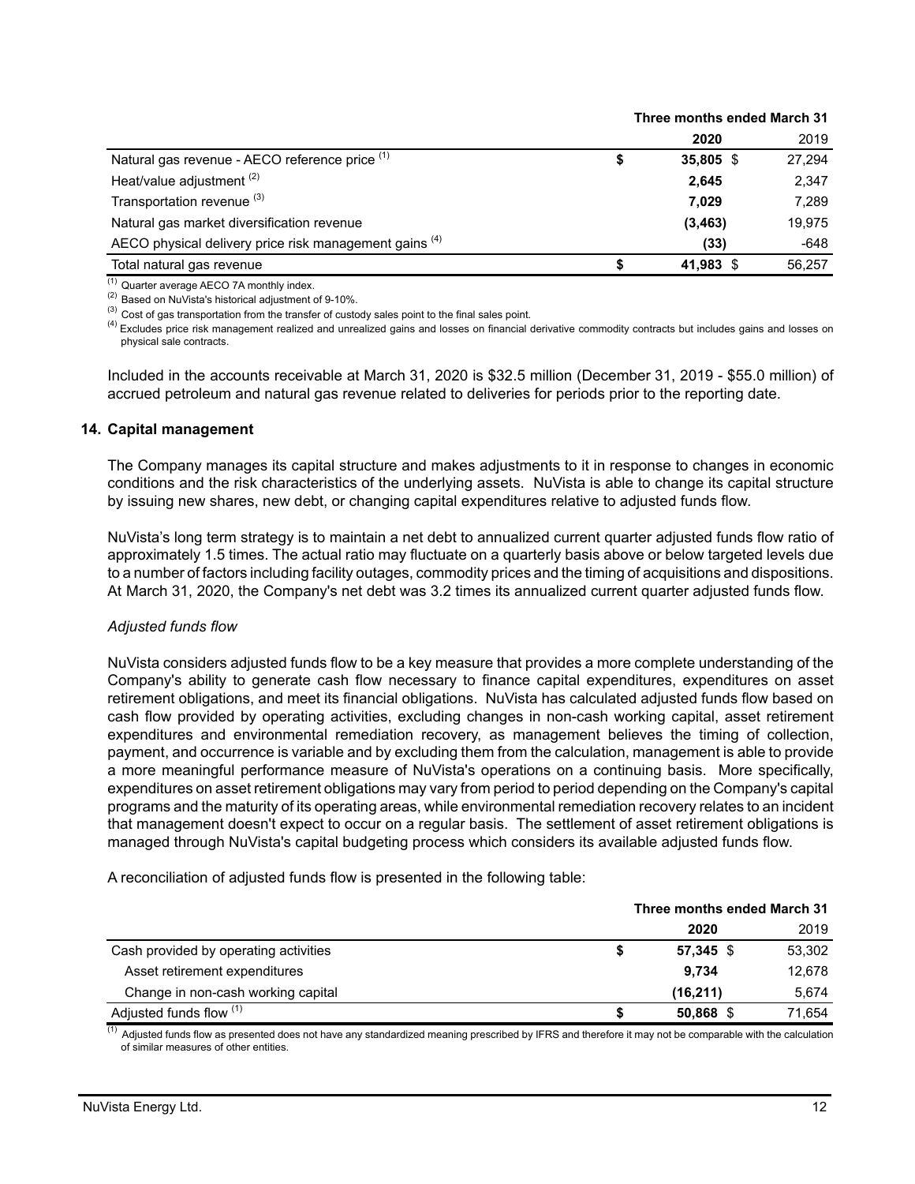| | Three months ended March 31 | |
|---|---|---|
| | **2020** | 2019 |
| Natural gas revenue - AECO reference price [(1)] | **$ 35,805** | $ 27,294 |
| Heat/value adjustment [(2)] | **2,645** | 2,347 |
| Transportation revenue [(3)] | **7,029** | 7,289 |
| Natural gas market diversification revenue | **(3,463)** | 19,975 |
| AECO physical delivery price risk management gains [(4)] | **(33)** | -648 |
| Total natural gas revenue | **$ 41,983** | $ 56,257 |

[(1)] Quarter average AECO 7A monthly index.
[(2)] Based on NuVista's historical adjustment of 9-10%.
[(3)] Cost of gas transportation from the transfer of custody sales point to the final sales point.
[(4)] Excludes price risk management realized and unrealized gains and losses on financial derivative commodity contracts but includes gains and losses on physical sale contracts.

Included in the accounts receivable at March 31, 2020 is $32.5 million (December 31, 2019 - $55.0 million) of accrued petroleum and natural gas revenue related to deliveries for periods prior to the reporting date.

## 14. Capital management

The Company manages its capital structure and makes adjustments to it in response to changes in economic conditions and the risk characteristics of the underlying assets. NuVista is able to change its capital structure by issuing new shares, new debt, or changing capital expenditures relative to adjusted funds flow.

NuVista's long term strategy is to maintain a net debt to annualized current quarter adjusted funds flow ratio of approximately 1.5 times. The actual ratio may fluctuate on a quarterly basis above or below targeted levels due to a number of factors including facility outages, commodity prices and the timing of acquisitions and dispositions. At March 31, 2020, the Company's net debt was 3.2 times its annualized current quarter adjusted funds flow.

*Adjusted funds flow*

NuVista considers adjusted funds flow to be a key measure that provides a more complete understanding of the Company's ability to generate cash flow necessary to finance capital expenditures, expenditures on asset retirement obligations, and meet its financial obligations. NuVista has calculated adjusted funds flow based on cash flow provided by operating activities, excluding changes in non-cash working capital, asset retirement expenditures and environmental remediation recovery, as management believes the timing of collection, payment, and occurrence is variable and by excluding them from the calculation, management is able to provide a more meaningful performance measure of NuVista's operations on a continuing basis. More specifically, expenditures on asset retirement obligations may vary from period to period depending on the Company's capital programs and the maturity of its operating areas, while environmental remediation recovery relates to an incident that management doesn't expect to occur on a regular basis. The settlement of asset retirement obligations is managed through NuVista's capital budgeting process which considers its available adjusted funds flow.

A reconciliation of adjusted funds flow is presented in the following table:

| | Three months ended March 31 | |
|---|---|---|
| | **2020** | 2019 |
| Cash provided by operating activities | **$ 57,345** | $ 53,302 |
| Asset retirement expenditures | **9,734** | 12,678 |
| Change in non-cash working capital | **(16,211)** | 5,674 |
| Adjusted funds flow [(1)] | **$ 50,868** | $ 71,654 |

[(1)] Adjusted funds flow as presented does not have any standardized meaning prescribed by IFRS and therefore it may not be comparable with the calculation of similar measures of other entities.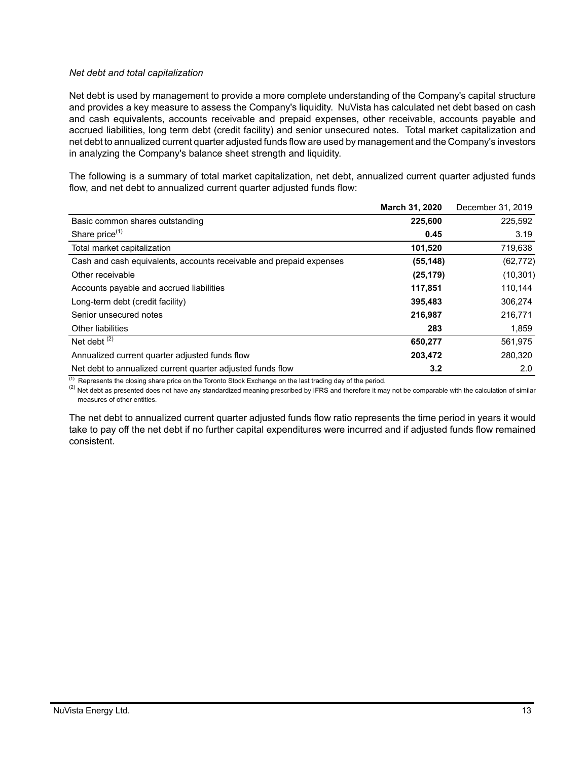*Net debt and total capitalization*

Net debt is used by management to provide a more complete understanding of the Company's capital structure and provides a key measure to assess the Company's liquidity. NuVista has calculated net debt based on cash and cash equivalents, accounts receivable and prepaid expenses, other receivable, accounts payable and accrued liabilities, long term debt (credit facility) and senior unsecured notes. Total market capitalization and net debt to annualized current quarter adjusted funds flow are used by management and the Company's investors in analyzing the Company's balance sheet strength and liquidity.

The following is a summary of total market capitalization, net debt, annualized current quarter adjusted funds flow, and net debt to annualized current quarter adjusted funds flow:

| | **March 31, 2020** | December 31, 2019 |
|---|---|---|
| Basic common shares outstanding | **225,600** | 225,592 |
| Share price[1] | **0.45** | 3.19 |
| Total market capitalization | **101,520** | 719,638 |
| Cash and cash equivalents, accounts receivable and prepaid expenses | **(55,148)** | (62,772) |
| Other receivable | **(25,179)** | (10,301) |
| Accounts payable and accrued liabilities | **117,851** | 110,144 |
| Long-term debt (credit facility) | **395,483** | 306,274 |
| Senior unsecured notes | **216,987** | 216,771 |
| Other liabilities | **283** | 1,859 |
| Net debt [2] | **650,277** | 561,975 |
| Annualized current quarter adjusted funds flow | **203,472** | 280,320 |
| Net debt to annualized current quarter adjusted funds flow | **3.2** | 2.0 |

[1] Represents the closing share price on the Toronto Stock Exchange on the last trading day of the period.

[2] Net debt as presented does not have any standardized meaning prescribed by IFRS and therefore it may not be comparable with the calculation of similar measures of other entities.

The net debt to annualized current quarter adjusted funds flow ratio represents the time period in years it would take to pay off the net debt if no further capital expenditures were incurred and if adjusted funds flow remained consistent.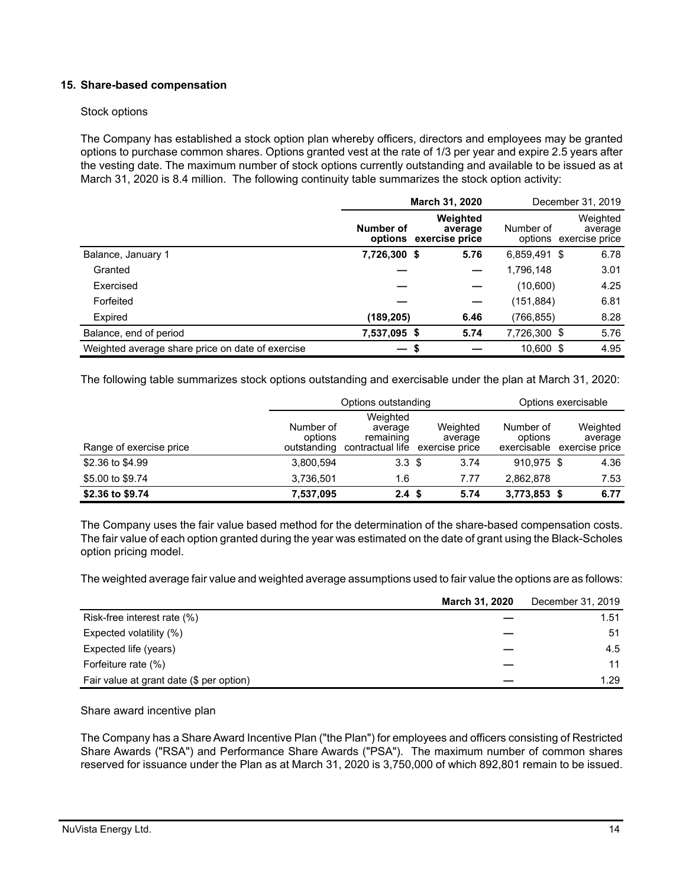## 15. Share-based compensation

Stock options

The Company has established a stock option plan whereby officers, directors and employees may be granted options to purchase common shares. Options granted vest at the rate of 1/3 per year and expire 2.5 years after the vesting date. The maximum number of stock options currently outstanding and available to be issued as at March 31, 2020 is 8.4 million. The following continuity table summarizes the stock option activity:

| | **March 31, 2020** | | December 31, 2019 | |
|---|---|---|---|---|
| | **Number of options** | **Weighted average exercise price** | Number of options | Weighted average exercise price |
| Balance, January 1 | **7,726,300** | **$ 5.76** | 6,859,491 | $ 6.78 |
| Granted | **—** | **—** | 1,796,148 | 3.01 |
| Exercised | **—** | **—** | (10,600) | 4.25 |
| Forfeited | **—** | **—** | (151,884) | 6.81 |
| Expired | **(189,205)** | **6.46** | (766,855) | 8.28 |
| Balance, end of period | **7,537,095** | **$ 5.74** | 7,726,300 | $ 5.76 |
| Weighted average share price on date of exercise | **—** | **$ —** | 10,600 | $ 4.95 |

The following table summarizes stock options outstanding and exercisable under the plan at March 31, 2020:

| | Options outstanding | | | Options exercisable | |
|---|---|---|---|---|---|
| Range of exercise price | Number of options outstanding | Weighted average remaining contractual life | Weighted average exercise price | Number of options exercisable | Weighted average exercise price |
| $2.36 to $4.99 | 3,800,594 | 3.3 | $ 3.74 | 910,975 | $ 4.36 |
| $5.00 to $9.74 | 3,736,501 | 1.6 | 7.77 | 2,862,878 | 7.53 |
| **$2.36 to $9.74** | **7,537,095** | **2.4** | **$ 5.74** | **3,773,853** | **$ 6.77** |

The Company uses the fair value based method for the determination of the share-based compensation costs. The fair value of each option granted during the year was estimated on the date of grant using the Black-Scholes option pricing model.

The weighted average fair value and weighted average assumptions used to fair value the options are as follows:

| | **March 31, 2020** | December 31, 2019 |
|---|---|---|
| Risk-free interest rate (%) | **—** | 1.51 |
| Expected volatility (%) | **—** | 51 |
| Expected life (years) | **—** | 4.5 |
| Forfeiture rate (%) | **—** | 11 |
| Fair value at grant date ($ per option) | **—** | 1.29 |

Share award incentive plan

The Company has a Share Award Incentive Plan ("the Plan") for employees and officers consisting of Restricted Share Awards ("RSA") and Performance Share Awards ("PSA"). The maximum number of common shares reserved for issuance under the Plan as at March 31, 2020 is 3,750,000 of which 892,801 remain to be issued.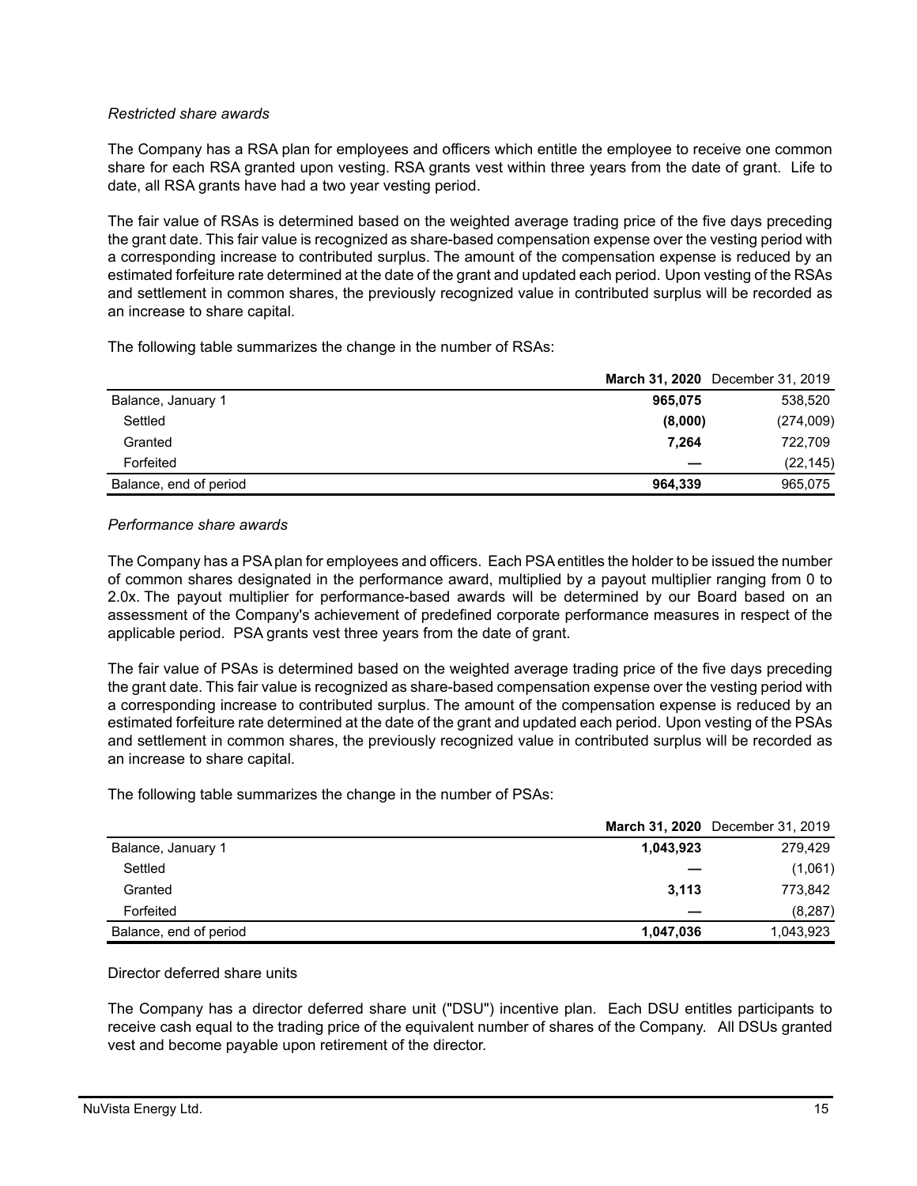*Restricted share awards*

The Company has a RSA plan for employees and officers which entitle the employee to receive one common share for each RSA granted upon vesting. RSA grants vest within three years from the date of grant. Life to date, all RSA grants have had a two year vesting period.

The fair value of RSAs is determined based on the weighted average trading price of the five days preceding the grant date. This fair value is recognized as share-based compensation expense over the vesting period with a corresponding increase to contributed surplus. The amount of the compensation expense is reduced by an estimated forfeiture rate determined at the date of the grant and updated each period. Upon vesting of the RSAs and settlement in common shares, the previously recognized value in contributed surplus will be recorded as an increase to share capital.

The following table summarizes the change in the number of RSAs:

| | **March 31, 2020** | December 31, 2019 |
|---|---|---|
| Balance, January 1 | **965,075** | 538,520 |
| Settled | **(8,000)** | (274,009) |
| Granted | **7,264** | 722,709 |
| Forfeited | **—** | (22,145) |
| Balance, end of period | **964,339** | 965,075 |

*Performance share awards*

The Company has a PSA plan for employees and officers. Each PSA entitles the holder to be issued the number of common shares designated in the performance award, multiplied by a payout multiplier ranging from 0 to 2.0x. The payout multiplier for performance-based awards will be determined by our Board based on an assessment of the Company's achievement of predefined corporate performance measures in respect of the applicable period. PSA grants vest three years from the date of grant.

The fair value of PSAs is determined based on the weighted average trading price of the five days preceding the grant date. This fair value is recognized as share-based compensation expense over the vesting period with a corresponding increase to contributed surplus. The amount of the compensation expense is reduced by an estimated forfeiture rate determined at the date of the grant and updated each period. Upon vesting of the PSAs and settlement in common shares, the previously recognized value in contributed surplus will be recorded as an increase to share capital.

The following table summarizes the change in the number of PSAs:

| | **March 31, 2020** | December 31, 2019 |
|---|---|---|
| Balance, January 1 | **1,043,923** | 279,429 |
| Settled | **—** | (1,061) |
| Granted | **3,113** | 773,842 |
| Forfeited | **—** | (8,287) |
| Balance, end of period | **1,047,036** | 1,043,923 |

Director deferred share units

The Company has a director deferred share unit ("DSU") incentive plan. Each DSU entitles participants to receive cash equal to the trading price of the equivalent number of shares of the Company. All DSUs granted vest and become payable upon retirement of the director.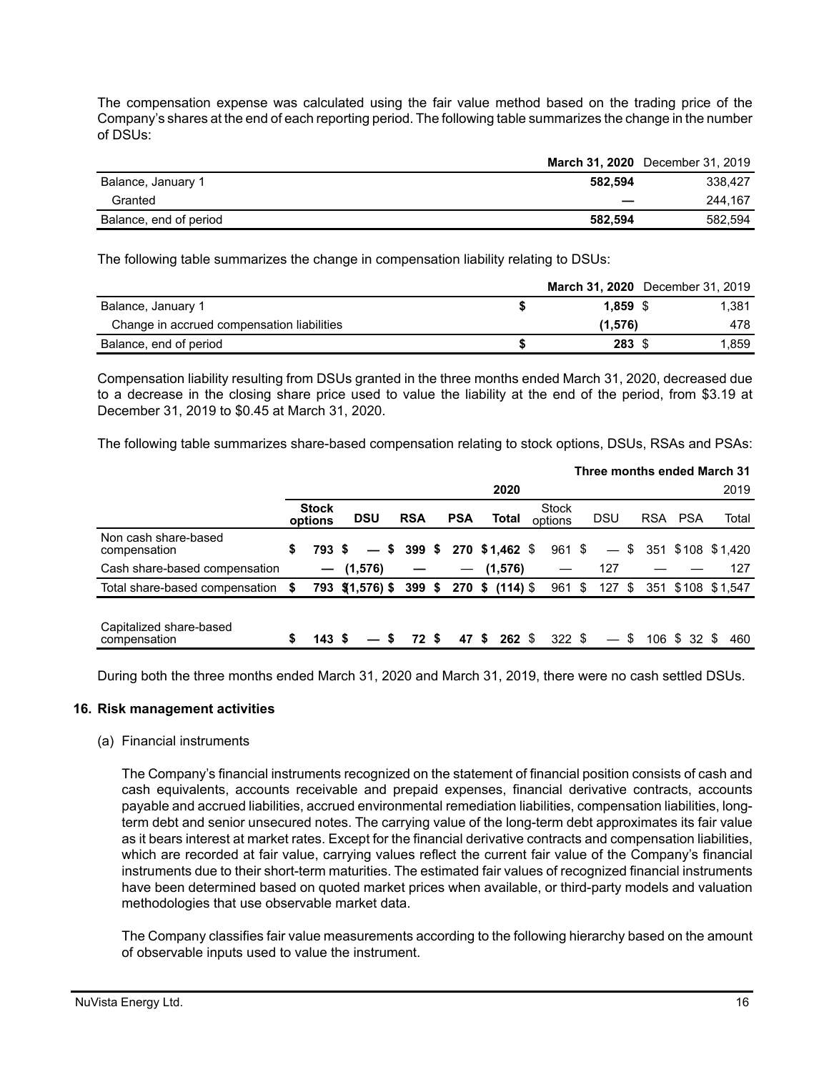The compensation expense was calculated using the fair value method based on the trading price of the Company's shares at the end of each reporting period. The following table summarizes the change in the number of DSUs:

| | **March 31, 2020** | December 31, 2019 |
|---|---|---|
| Balance, January 1 | **582,594** | 338,427 |
| Granted | **—** | 244,167 |
| Balance, end of period | **582,594** | 582,594 |

The following table summarizes the change in compensation liability relating to DSUs:

| | **March 31, 2020** | December 31, 2019 |
|---|---|---|
| Balance, January 1 | **$ 1,859** | $ 1,381 |
| Change in accrued compensation liabilities | **(1,576)** | 478 |
| Balance, end of period | **$ 283** | $ 1,859 |

Compensation liability resulting from DSUs granted in the three months ended March 31, 2020, decreased due to a decrease in the closing share price used to value the liability at the end of the period, from $3.19 at December 31, 2019 to $0.45 at March 31, 2020.

The following table summarizes share-based compensation relating to stock options, DSUs, RSAs and PSAs:

| | **Three months ended March 31** | | | | | | | | | |
|---|---|---|---|---|---|---|---|---|---|---|
| | **2020** | | | | | 2019 | | | | |
| | **Stock options** | **DSU** | **RSA** | **PSA** | **Total** | Stock options | DSU | RSA | PSA | Total |
| Non cash share-based compensation | **$ 793** | **$ —** | **$ 399** | **$ 270** | **$ 1,462** | $ 961 | $ — | $ 351 | $ 108 | $ 1,420 |
| Cash share-based compensation | **—** | **(1,576)** | **—** | **—** | **(1,576)** | — | 127 | — | — | 127 |
| Total share-based compensation | **$ 793** | **$ (1,576)** | **$ 399** | **$ 270** | **$ (114)** | $ 961 | $ 127 | $ 351 | $ 108 | $ 1,547 |
| Capitalized share-based compensation | **$ 143** | **$ —** | **$ 72** | **$ 47** | **$ 262** | $ 322 | $ — | $ 106 | $ 32 | $ 460 |

During both the three months ended March 31, 2020 and March 31, 2019, there were no cash settled DSUs.

## 16. Risk management activities

(a) Financial instruments

The Company's financial instruments recognized on the statement of financial position consists of cash and cash equivalents, accounts receivable and prepaid expenses, financial derivative contracts, accounts payable and accrued liabilities, accrued environmental remediation liabilities, compensation liabilities, long-term debt and senior unsecured notes. The carrying value of the long-term debt approximates its fair value as it bears interest at market rates. Except for the financial derivative contracts and compensation liabilities, which are recorded at fair value, carrying values reflect the current fair value of the Company's financial instruments due to their short-term maturities. The estimated fair values of recognized financial instruments have been determined based on quoted market prices when available, or third-party models and valuation methodologies that use observable market data.

The Company classifies fair value measurements according to the following hierarchy based on the amount of observable inputs used to value the instrument.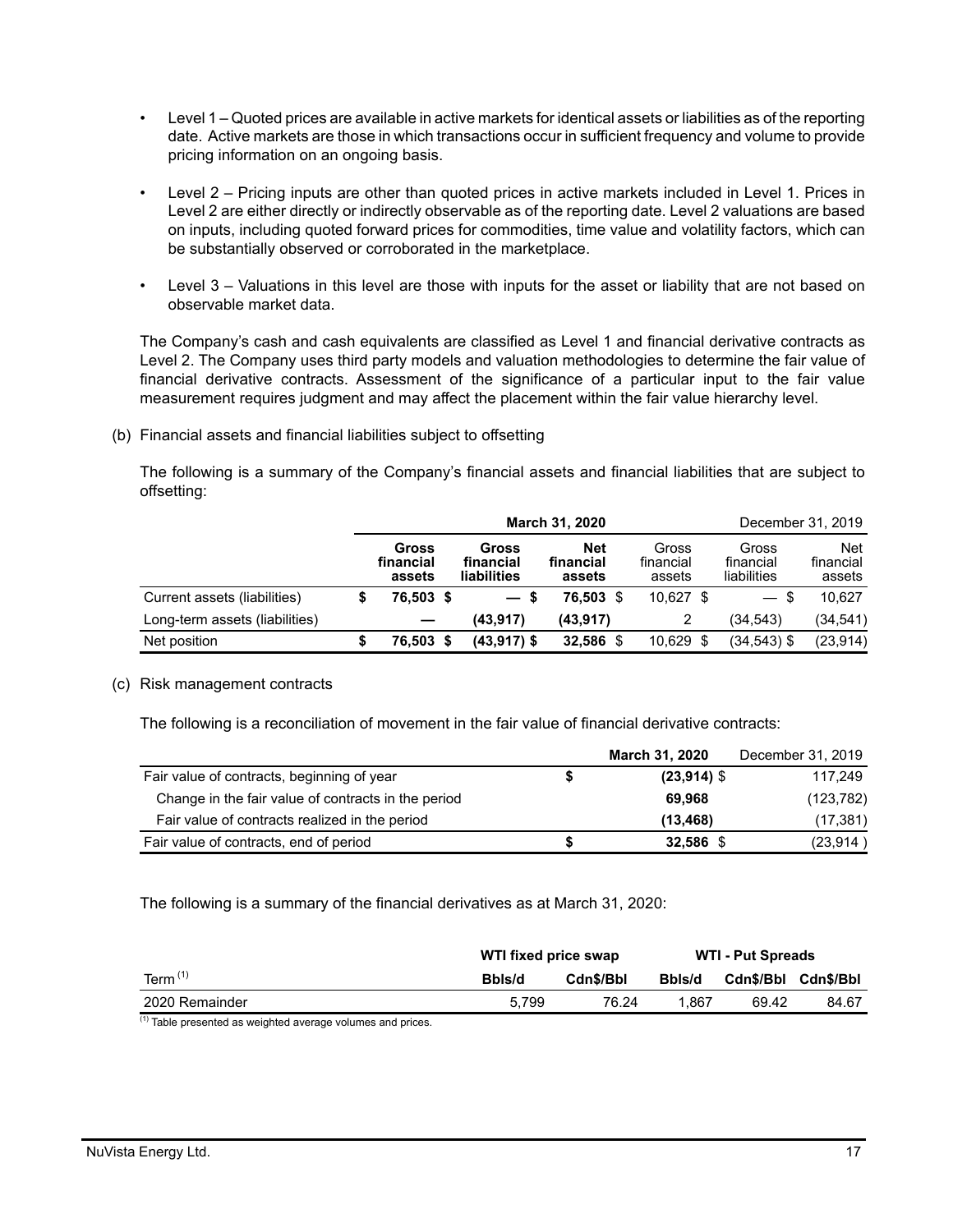- Level 1 – Quoted prices are available in active markets for identical assets or liabilities as of the reporting date. Active markets are those in which transactions occur in sufficient frequency and volume to provide pricing information on an ongoing basis.

- Level 2 – Pricing inputs are other than quoted prices in active markets included in Level 1. Prices in Level 2 are either directly or indirectly observable as of the reporting date. Level 2 valuations are based on inputs, including quoted forward prices for commodities, time value and volatility factors, which can be substantially observed or corroborated in the marketplace.

- Level 3 – Valuations in this level are those with inputs for the asset or liability that are not based on observable market data.

The Company's cash and cash equivalents are classified as Level 1 and financial derivative contracts as Level 2. The Company uses third party models and valuation methodologies to determine the fair value of financial derivative contracts. Assessment of the significance of a particular input to the fair value measurement requires judgment and may affect the placement within the fair value hierarchy level.

(b) Financial assets and financial liabilities subject to offsetting

The following is a summary of the Company's financial assets and financial liabilities that are subject to offsetting:

| | **March 31, 2020** | | | December 31, 2019 | | |
|---|---|---|---|---|---|---|
| | **Gross financial assets** | **Gross financial liabilities** | **Net financial assets** | Gross financial assets | Gross financial liabilities | Net financial assets |
| Current assets (liabilities) | **$ 76,503** | **$ —** | **$ 76,503** | $ 10,627 | $ — | $ 10,627 |
| Long-term assets (liabilities) | **—** | **(43,917)** | **(43,917)** | 2 | (34,543) | (34,541) |
| Net position | **$ 76,503** | **$ (43,917)** | **$ 32,586** | $ 10,629 | $ (34,543) | $ (23,914) |

(c) Risk management contracts

The following is a reconciliation of movement in the fair value of financial derivative contracts:

| | **March 31, 2020** | December 31, 2019 |
|---|---|---|
| Fair value of contracts, beginning of year | **$ (23,914)** | $ 117,249 |
| Change in the fair value of contracts in the period | **69,968** | (123,782) |
| Fair value of contracts realized in the period | **(13,468)** | (17,381) |
| Fair value of contracts, end of period | **$ 32,586** | $ (23,914) |

The following is a summary of the financial derivatives as at March 31, 2020:

| | **WTI fixed price swap** | | **WTI - Put Spreads** | | |
|---|---|---|---|---|---|
| Term [(1)] | **Bbls/d** | **Cdn$/Bbl** | **Bbls/d** | **Cdn$/Bbl** | **Cdn$/Bbl** |
| 2020 Remainder | 5,799 | 76.24 | 1,867 | 69.42 | 84.67 |

(1) Table presented as weighted average volumes and prices.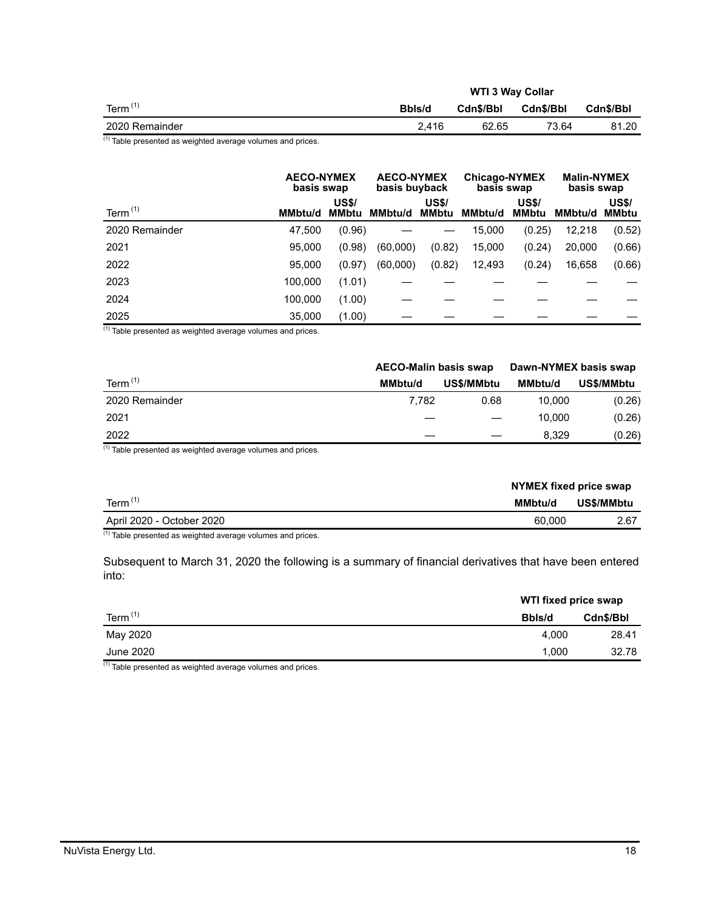| | WTI 3 Way Collar | | | |
|---|---|---|---|---|
| Term [1] | Bbls/d | Cdn$/Bbl | Cdn$/Bbl | Cdn$/Bbl |
| 2020 Remainder | 2,416 | 62.65 | 73.64 | 81.20 |

[1] Table presented as weighted average volumes and prices.

| | AECO-NYMEX basis swap | | AECO-NYMEX basis buyback | | Chicago-NYMEX basis swap | | Malin-NYMEX basis swap | |
|---|---|---|---|---|---|---|---|---|
| Term [1] | MMbtu/d | US$/ MMbtu | MMbtu/d | US$/ MMbtu | MMbtu/d | US$/ MMbtu | MMbtu/d | US$/ MMbtu |
| 2020 Remainder | 47,500 | (0.96) | — | — | 15,000 | (0.25) | 12,218 | (0.52) |
| 2021 | 95,000 | (0.98) | (60,000) | (0.82) | 15,000 | (0.24) | 20,000 | (0.66) |
| 2022 | 95,000 | (0.97) | (60,000) | (0.82) | 12,493 | (0.24) | 16,658 | (0.66) |
| 2023 | 100,000 | (1.01) | — | — | — | — | — | — |
| 2024 | 100,000 | (1.00) | — | — | — | — | — | — |
| 2025 | 35,000 | (1.00) | — | — | — | — | — | — |

[1] Table presented as weighted average volumes and prices.

| | AECO-Malin basis swap | | Dawn-NYMEX basis swap | |
|---|---|---|---|---|
| Term [1] | MMbtu/d | US$/MMbtu | MMbtu/d | US$/MMbtu |
| 2020 Remainder | 7,782 | 0.68 | 10,000 | (0.26) |
| 2021 | — | — | 10,000 | (0.26) |
| 2022 | — | — | 8,329 | (0.26) |

[1] Table presented as weighted average volumes and prices.

| | NYMEX fixed price swap | |
|---|---|---|
| Term [1] | MMbtu/d | US$/MMbtu |
| April 2020 - October 2020 | 60,000 | 2.67 |

[1] Table presented as weighted average volumes and prices.

Subsequent to March 31, 2020 the following is a summary of financial derivatives that have been entered into:

| | WTI fixed price swap | |
|---|---|---|
| Term [1] | Bbls/d | Cdn$/Bbl |
| May 2020 | 4,000 | 28.41 |
| June 2020 | 1,000 | 32.78 |

[1] Table presented as weighted average volumes and prices.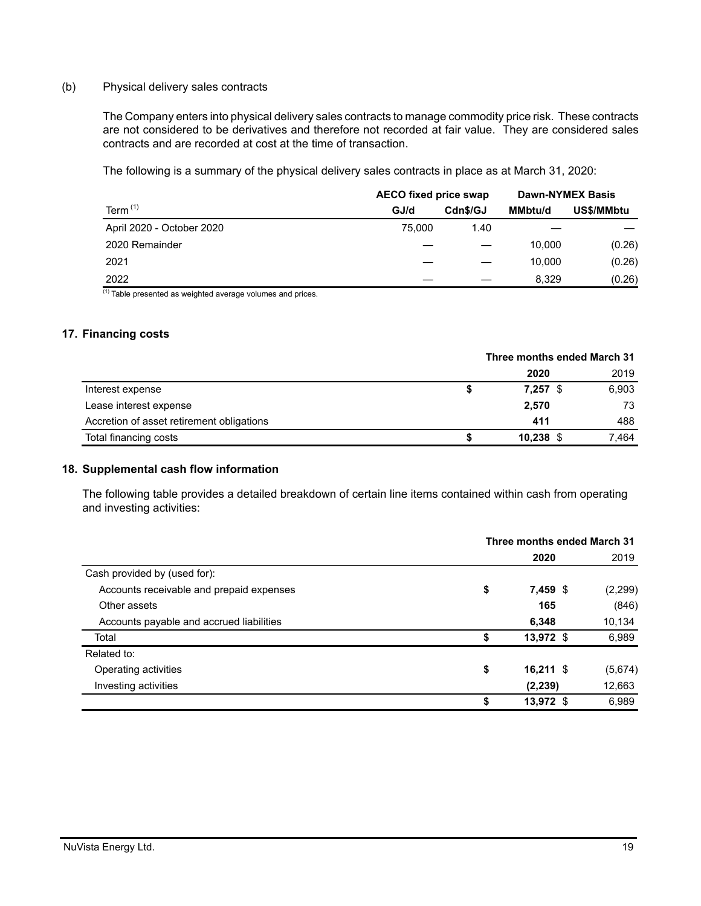(b) Physical delivery sales contracts

The Company enters into physical delivery sales contracts to manage commodity price risk. These contracts are not considered to be derivatives and therefore not recorded at fair value. They are considered sales contracts and are recorded at cost at the time of transaction.

The following is a summary of the physical delivery sales contracts in place as at March 31, 2020:

| | AECO fixed price swap | | Dawn-NYMEX Basis | |
|---|---|---|---|---|
| Term [(1)] | GJ/d | Cdn$/GJ | MMbtu/d | US$/MMbtu |
| April 2020 - October 2020 | 75,000 | 1.40 | — | — |
| 2020 Remainder | — | — | 10,000 | (0.26) |
| 2021 | — | — | 10,000 | (0.26) |
| 2022 | — | — | 8,329 | (0.26) |

[(1)] Table presented as weighted average volumes and prices.

## 17. Financing costs

| | Three months ended March 31 | |
|---|---|---|
| | **2020** | 2019 |
| Interest expense | $ **7,257** | $ 6,903 |
| Lease interest expense | **2,570** | 73 |
| Accretion of asset retirement obligations | **411** | 488 |
| Total financing costs | $ **10,238** | $ 7,464 |

## 18. Supplemental cash flow information

The following table provides a detailed breakdown of certain line items contained within cash from operating and investing activities:

| | Three months ended March 31 | |
|---|---|---|
| | **2020** | 2019 |
| Cash provided by (used for): | | |
| Accounts receivable and prepaid expenses | $ **7,459** | $ (2,299) |
| Other assets | **165** | (846) |
| Accounts payable and accrued liabilities | **6,348** | 10,134 |
| Total | $ **13,972** | $ 6,989 |
| Related to: | | |
| Operating activities | $ **16,211** | $ (5,674) |
| Investing activities | **(2,239)** | 12,663 |
| | $ **13,972** | $ 6,989 |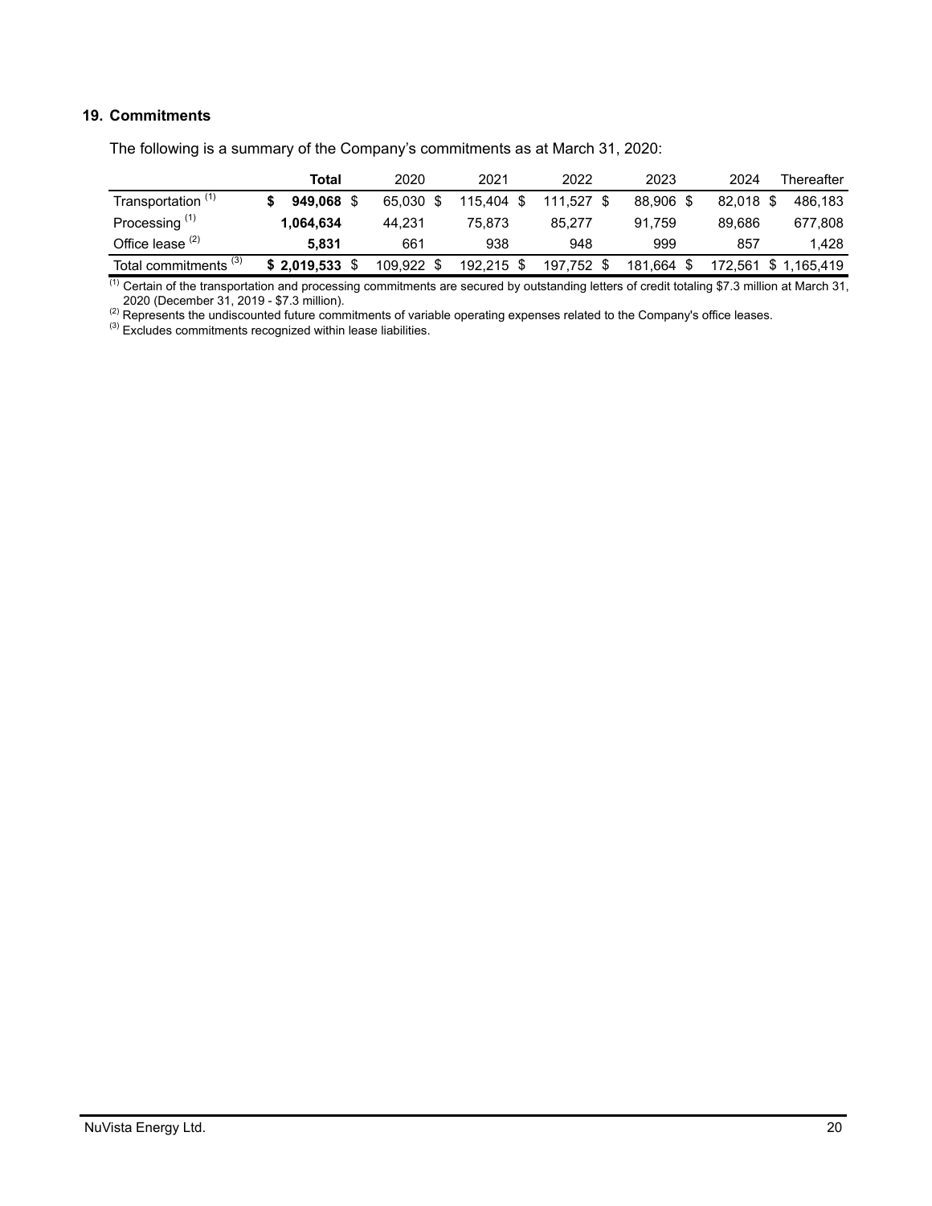## 19. Commitments

The following is a summary of the Company's commitments as at March 31, 2020:

| | Total | 2020 | 2021 | 2022 | 2023 | 2024 | Thereafter |
|---|---|---|---|---|---|---|---|
| Transportation [1] | **$ 949,068** | $ 65,030 | $ 115,404 | $ 111,527 | $ 88,906 | $ 82,018 | $ 486,183 |
| Processing [1] | **1,064,634** | 44,231 | 75,873 | 85,277 | 91,759 | 89,686 | 677,808 |
| Office lease [2] | **5,831** | 661 | 938 | 948 | 999 | 857 | 1,428 |
| Total commitments [3] | **$ 2,019,533** | $ 109,922 | $ 192,215 | $ 197,752 | $ 181,664 | $ 172,561 | $ 1,165,419 |

[1] Certain of the transportation and processing commitments are secured by outstanding letters of credit totaling $7.3 million at March 31, 2020 (December 31, 2019 - $7.3 million).

[2] Represents the undiscounted future commitments of variable operating expenses related to the Company's office leases.

[3] Excludes commitments recognized within lease liabilities.